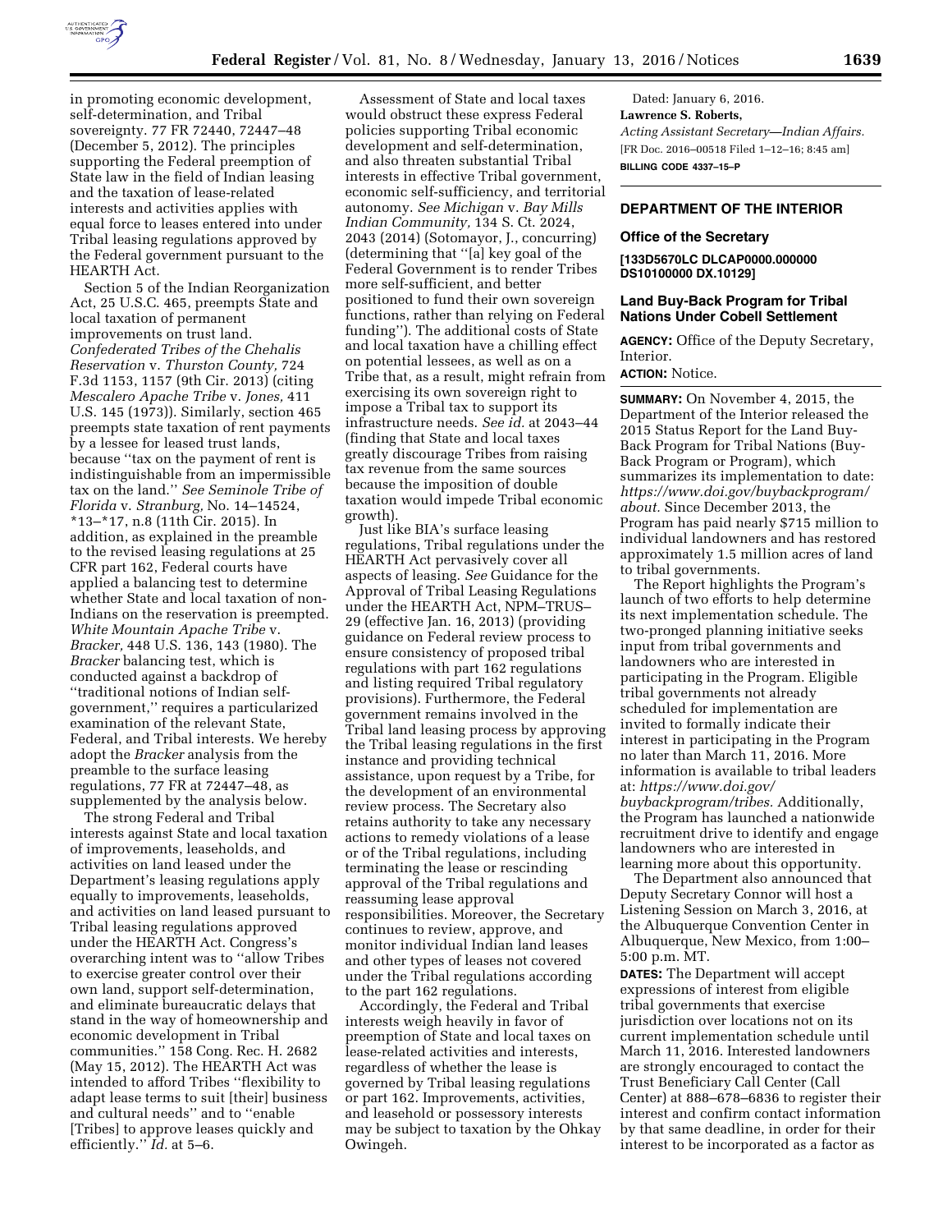in promoting economic development, self-determination, and Tribal sovereignty. 77 FR 72440, 72447–48 (December 5, 2012). The principles supporting the Federal preemption of State law in the field of Indian leasing and the taxation of lease-related interests and activities applies with equal force to leases entered into under Tribal leasing regulations approved by the Federal government pursuant to the HEARTH Act.

Section 5 of the Indian Reorganization Act, 25 U.S.C. 465, preempts State and local taxation of permanent improvements on trust land. *Confederated Tribes of the Chehalis Reservation* v. *Thurston County,* 724 F.3d 1153, 1157 (9th Cir. 2013) (citing *Mescalero Apache Tribe* v. *Jones,* 411 U.S. 145 (1973)). Similarly, section 465 preempts state taxation of rent payments by a lessee for leased trust lands, because ''tax on the payment of rent is indistinguishable from an impermissible tax on the land.'' *See Seminole Tribe of Florida* v. *Stranburg,* No. 14–14524, *13–*17, n.8 (11th Cir. 2015). In addition, as explained in the preamble to the revised leasing regulations at 25 CFR part 162, Federal courts have applied a balancing test to determine whether State and local taxation of non-Indians on the reservation is preempted. *White Mountain Apache Tribe* v. *Bracker,* 448 U.S. 136, 143 (1980). The *Bracker* balancing test, which is conducted against a backdrop of ''traditional notions of Indian self-government,'' requires a particularized examination of the relevant State, Federal, and Tribal interests. We hereby adopt the *Bracker* analysis from the preamble to the surface leasing regulations, 77 FR at 72447–48, as supplemented by the analysis below.

The strong Federal and Tribal interests against State and local taxation of improvements, leaseholds, and activities on land leased under the Department's leasing regulations apply equally to improvements, leaseholds, and activities on land leased pursuant to Tribal leasing regulations approved under the HEARTH Act. Congress's overarching intent was to ''allow Tribes to exercise greater control over their own land, support self-determination, and eliminate bureaucratic delays that stand in the way of homeownership and economic development in Tribal communities.'' 158 Cong. Rec. H. 2682 (May 15, 2012). The HEARTH Act was intended to afford Tribes ''flexibility to adapt lease terms to suit [their] business and cultural needs'' and to ''enable [Tribes] to approve leases quickly and efficiently.'' *Id.* at 5–6.

Assessment of State and local taxes would obstruct these express Federal policies supporting Tribal economic development and self-determination, and also threaten substantial Tribal interests in effective Tribal government, economic self-sufficiency, and territorial autonomy. *See Michigan* v. *Bay Mills Indian Community,* 134 S. Ct. 2024, 2043 (2014) (Sotomayor, J., concurring) (determining that ''[a] key goal of the Federal Government is to render Tribes more self-sufficient, and better positioned to fund their own sovereign functions, rather than relying on Federal funding''). The additional costs of State and local taxation have a chilling effect on potential lessees, as well as on a Tribe that, as a result, might refrain from exercising its own sovereign right to impose a Tribal tax to support its infrastructure needs. *See id.* at 2043–44 (finding that State and local taxes greatly discourage Tribes from raising tax revenue from the same sources because the imposition of double taxation would impede Tribal economic growth).

Just like BIA's surface leasing regulations, Tribal regulations under the HEARTH Act pervasively cover all aspects of leasing. *See* Guidance for the Approval of Tribal Leasing Regulations under the HEARTH Act, NPM–TRUS–29 (effective Jan. 16, 2013) (providing guidance on Federal review process to ensure consistency of proposed tribal regulations with part 162 regulations and listing required Tribal regulatory provisions). Furthermore, the Federal government remains involved in the Tribal land leasing process by approving the Tribal leasing regulations in the first instance and providing technical assistance, upon request by a Tribe, for the development of an environmental review process. The Secretary also retains authority to take any necessary actions to remedy violations of a lease or of the Tribal regulations, including terminating the lease or rescinding approval of the Tribal regulations and reassuming lease approval responsibilities. Moreover, the Secretary continues to review, approve, and monitor individual Indian land leases and other types of leases not covered under the Tribal regulations according to the part 162 regulations.

Accordingly, the Federal and Tribal interests weigh heavily in favor of preemption of State and local taxes on lease-related activities and interests, regardless of whether the lease is governed by Tribal leasing regulations or part 162. Improvements, activities, and leasehold or possessory interests may be subject to taxation by the Ohkay Owingeh.

Dated: January 6, 2016.

**Lawrence S. Roberts,**

*Acting Assistant Secretary—Indian Affairs.*

[FR Doc. 2016–00518 Filed 1–12–16; 8:45 am]

**BILLING CODE 4337–15–P**

## DEPARTMENT OF THE INTERIOR

### Office of the Secretary

**[133D5670LC DLCAP0000.000000 DS10100000 DX.10129]**

### Land Buy-Back Program for Tribal Nations Under Cobell Settlement

**AGENCY:** Office of the Deputy Secretary, Interior.

**ACTION:** Notice.

**SUMMARY:** On November 4, 2015, the Department of the Interior released the 2015 Status Report for the Land Buy-Back Program for Tribal Nations (Buy-Back Program or Program), which summarizes its implementation to date: *https://www.doi.gov/buybackprogram/about.* Since December 2013, the Program has paid nearly $715 million to individual landowners and has restored approximately 1.5 million acres of land to tribal governments.

The Report highlights the Program's launch of two efforts to help determine its next implementation schedule. The two-pronged planning initiative seeks input from tribal governments and landowners who are interested in participating in the Program. Eligible tribal governments not already scheduled for implementation are invited to formally indicate their interest in participating in the Program no later than March 11, 2016. More information is available to tribal leaders at: *https://www.doi.gov/buybackprogram/tribes.* Additionally, the Program has launched a nationwide recruitment drive to identify and engage landowners who are interested in learning more about this opportunity.

The Department also announced that Deputy Secretary Connor will host a Listening Session on March 3, 2016, at the Albuquerque Convention Center in Albuquerque, New Mexico, from 1:00–5:00 p.m. MT.

**DATES:** The Department will accept expressions of interest from eligible tribal governments that exercise jurisdiction over locations not on its current implementation schedule until March 11, 2016. Interested landowners are strongly encouraged to contact the Trust Beneficiary Call Center (Call Center) at 888–678–6836 to register their interest and confirm contact information by that same deadline, in order for their interest to be incorporated as a factor as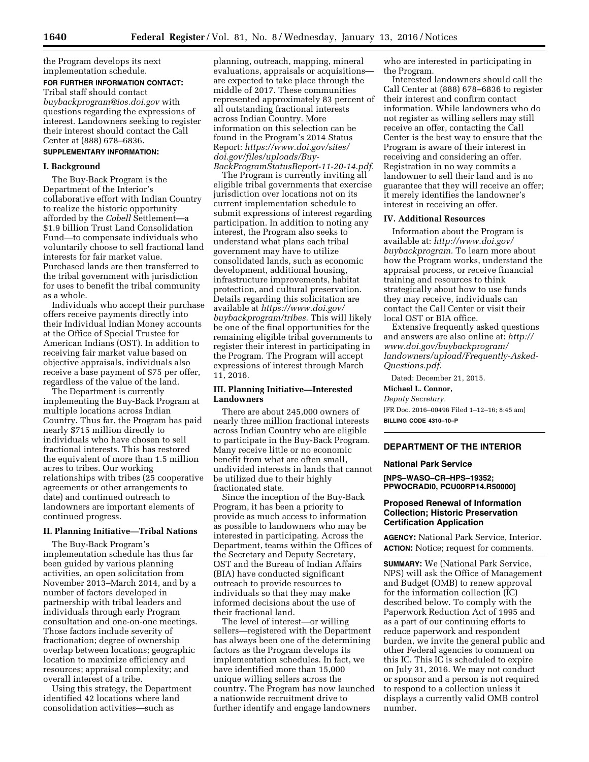the Program develops its next implementation schedule.

**FOR FURTHER INFORMATION CONTACT:** Tribal staff should contact *buybackprogram@ios.doi.gov* with questions regarding the expressions of interest. Landowners seeking to register their interest should contact the Call Center at (888) 678–6836.

**SUPPLEMENTARY INFORMATION:**

## I. Background

The Buy-Back Program is the Department of the Interior's collaborative effort with Indian Country to realize the historic opportunity afforded by the *Cobell* Settlement—a $1.9 billion Trust Land Consolidation Fund—to compensate individuals who voluntarily choose to sell fractional land interests for fair market value. Purchased lands are then transferred to the tribal government with jurisdiction for uses to benefit the tribal community as a whole.

Individuals who accept their purchase offers receive payments directly into their Individual Indian Money accounts at the Office of Special Trustee for American Indians (OST). In addition to receiving fair market value based on objective appraisals, individuals also receive a base payment of $75 per offer, regardless of the value of the land.

The Department is currently implementing the Buy-Back Program at multiple locations across Indian Country. Thus far, the Program has paid nearly $715 million directly to individuals who have chosen to sell fractional interests. This has restored the equivalent of more than 1.5 million acres to tribes. Our working relationships with tribes (25 cooperative agreements or other arrangements to date) and continued outreach to landowners are important elements of continued progress.

## II. Planning Initiative—Tribal Nations

The Buy-Back Program's implementation schedule has thus far been guided by various planning activities, an open solicitation from November 2013–March 2014, and by a number of factors developed in partnership with tribal leaders and individuals through early Program consultation and one-on-one meetings. Those factors include severity of fractionation; degree of ownership overlap between locations; geographic location to maximize efficiency and resources; appraisal complexity; and overall interest of a tribe.

Using this strategy, the Department identified 42 locations where land consolidation activities—such as planning, outreach, mapping, mineral evaluations, appraisals or acquisitions—are expected to take place through the middle of 2017. These communities represented approximately 83 percent of all outstanding fractional interests across Indian Country. More information on this selection can be found in the Program's 2014 Status Report: *https://www.doi.gov/sites/doi.gov/files/uploads/Buy-BackProgramStatusReport-11-20-14.pdf.*

The Program is currently inviting all eligible tribal governments that exercise jurisdiction over locations not on its current implementation schedule to submit expressions of interest regarding participation. In addition to noting any interest, the Program also seeks to understand what plans each tribal government may have to utilize consolidated lands, such as economic development, additional housing, infrastructure improvements, habitat protection, and cultural preservation. Details regarding this solicitation are available at *https://www.doi.gov/buybackprogram/tribes.* This will likely be one of the final opportunities for the remaining eligible tribal governments to register their interest in participating in the Program. The Program will accept expressions of interest through March 11, 2016.

## III. Planning Initiative—Interested Landowners

There are about 245,000 owners of nearly three million fractional interests across Indian Country who are eligible to participate in the Buy-Back Program. Many receive little or no economic benefit from what are often small, undivided interests in lands that cannot be utilized due to their highly fractionated state.

Since the inception of the Buy-Back Program, it has been a priority to provide as much access to information as possible to landowners who may be interested in participating. Across the Department, teams within the Offices of the Secretary and Deputy Secretary, OST and the Bureau of Indian Affairs (BIA) have conducted significant outreach to provide resources to individuals so that they may make informed decisions about the use of their fractional land.

The level of interest—or willing sellers—registered with the Department has always been one of the determining factors as the Program develops its implementation schedules. In fact, we have identified more than 15,000 unique willing sellers across the country. The Program has now launched a nationwide recruitment drive to further identify and engage landowners who are interested in participating in the Program.

Interested landowners should call the Call Center at (888) 678–6836 to register their interest and confirm contact information. While landowners who do not register as willing sellers may still receive an offer, contacting the Call Center is the best way to ensure that the Program is aware of their interest in receiving and considering an offer. Registration in no way commits a landowner to sell their land and is no guarantee that they will receive an offer; it merely identifies the landowner's interest in receiving an offer.

## IV. Additional Resources

Information about the Program is available at: *http://www.doi.gov/buybackprogram.* To learn more about how the Program works, understand the appraisal process, or receive financial training and resources to think strategically about how to use funds they may receive, individuals can contact the Call Center or visit their local OST or BIA office.

Extensive frequently asked questions and answers are also online at: *http://www.doi.gov/buybackprogram/landowners/upload/Frequently-Asked-Questions.pdf.*

Dated: December 21, 2015.

**Michael L. Connor,**

*Deputy Secretary.*

[FR Doc. 2016–00496 Filed 1–12–16; 8:45 am]

**BILLING CODE 4310–10–P**

---

# DEPARTMENT OF THE INTERIOR

## National Park Service

**[NPS–WASO–CR–HPS–19352; PPWOCRADI0, PCU00RP14.R50000]**

## Proposed Renewal of Information Collection; Historic Preservation Certification Application

**AGENCY:** National Park Service, Interior.

**ACTION:** Notice; request for comments.

**SUMMARY:** We (National Park Service, NPS) will ask the Office of Management and Budget (OMB) to renew approval for the information collection (IC) described below. To comply with the Paperwork Reduction Act of 1995 and as a part of our continuing efforts to reduce paperwork and respondent burden, we invite the general public and other Federal agencies to comment on this IC. This IC is scheduled to expire on July 31, 2016. We may not conduct or sponsor and a person is not required to respond to a collection unless it displays a currently valid OMB control number.